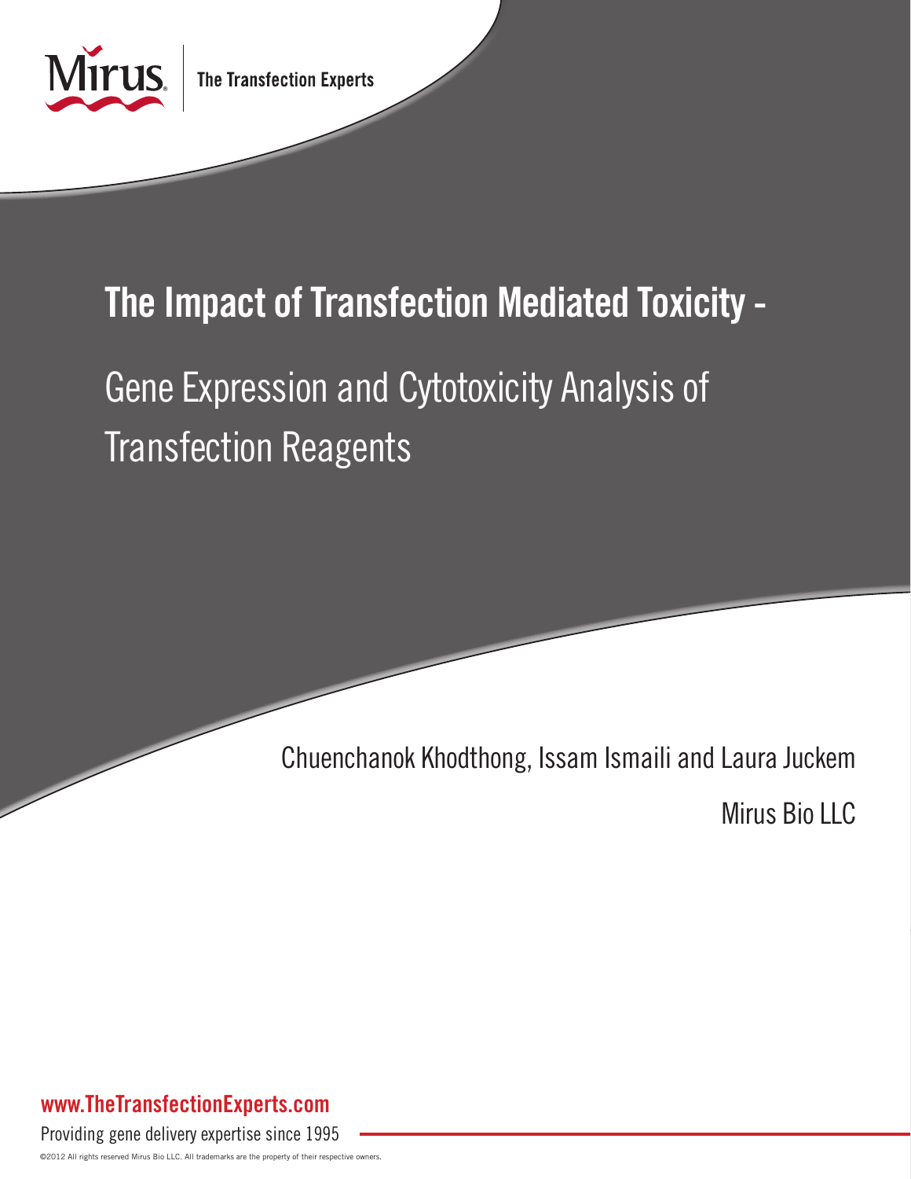Mirus | The Transfection Experts

# The Impact of Transfection Mediated Toxicity -

## Gene Expression and Cytotoxicity Analysis of Transfection Reagents

Chuenchanok Khodthong, Issam Ismaili and Laura Juckem

Mirus Bio LLC

**www.TheTransfectionExperts.com**

Providing gene delivery expertise since 1995

©2012 All rights reserved Mirus Bio LLC. All trademarks are the property of their respective owners.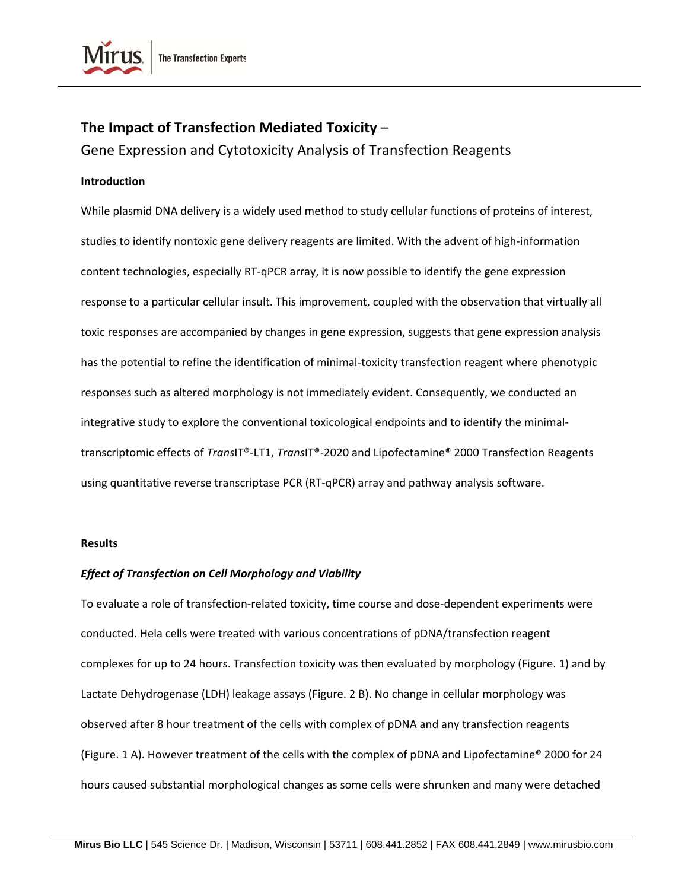# The Impact of Transfection Mediated Toxicity –

Gene Expression and Cytotoxicity Analysis of Transfection Reagents

**Introduction**

While plasmid DNA delivery is a widely used method to study cellular functions of proteins of interest, studies to identify nontoxic gene delivery reagents are limited. With the advent of high-information content technologies, especially RT-qPCR array, it is now possible to identify the gene expression response to a particular cellular insult. This improvement, coupled with the observation that virtually all toxic responses are accompanied by changes in gene expression, suggests that gene expression analysis has the potential to refine the identification of minimal-toxicity transfection reagent where phenotypic responses such as altered morphology is not immediately evident. Consequently, we conducted an integrative study to explore the conventional toxicological endpoints and to identify the minimal-transcriptomic effects of *Trans*IT®-LT1, *Trans*IT®-2020 and Lipofectamine® 2000 Transfection Reagents using quantitative reverse transcriptase PCR (RT-qPCR) array and pathway analysis software.

**Results**

***Effect of Transfection on Cell Morphology and Viability***

To evaluate a role of transfection-related toxicity, time course and dose-dependent experiments were conducted. Hela cells were treated with various concentrations of pDNA/transfection reagent complexes for up to 24 hours. Transfection toxicity was then evaluated by morphology (Figure. 1) and by Lactate Dehydrogenase (LDH) leakage assays (Figure. 2 B). No change in cellular morphology was observed after 8 hour treatment of the cells with complex of pDNA and any transfection reagents (Figure. 1 A). However treatment of the cells with the complex of pDNA and Lipofectamine® 2000 for 24 hours caused substantial morphological changes as some cells were shrunken and many were detached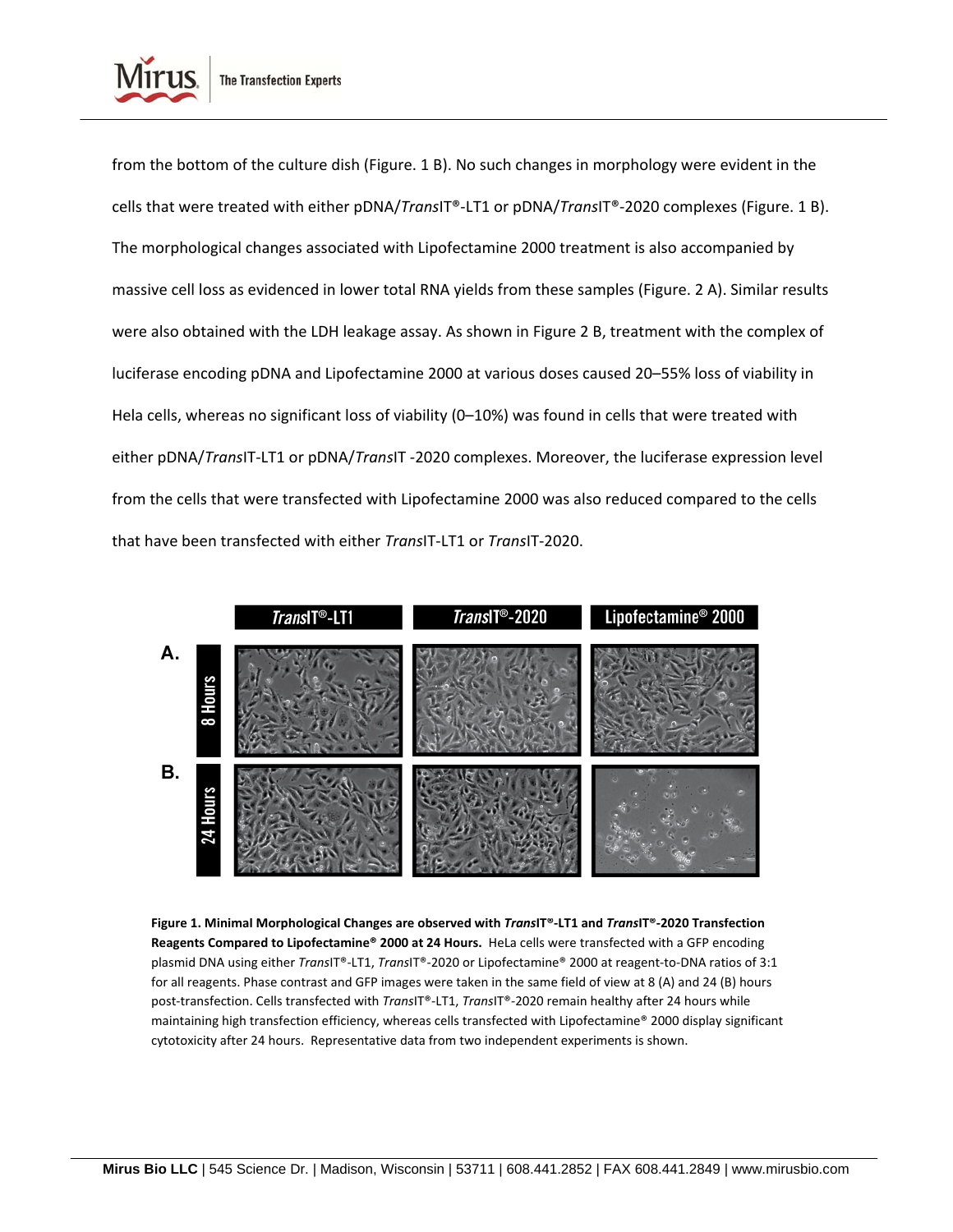from the bottom of the culture dish (Figure. 1 B). No such changes in morphology were evident in the cells that were treated with either pDNA/*Trans*IT®-LT1 or pDNA/*Trans*IT®-2020 complexes (Figure. 1 B). The morphological changes associated with Lipofectamine 2000 treatment is also accompanied by massive cell loss as evidenced in lower total RNA yields from these samples (Figure. 2 A). Similar results were also obtained with the LDH leakage assay. As shown in Figure 2 B, treatment with the complex of luciferase encoding pDNA and Lipofectamine 2000 at various doses caused 20–55% loss of viability in Hela cells, whereas no significant loss of viability (0–10%) was found in cells that were treated with either pDNA/*Trans*IT-LT1 or pDNA/*Trans*IT -2020 complexes. Moreover, the luciferase expression level from the cells that were transfected with Lipofectamine 2000 was also reduced compared to the cells that have been transfected with either *Trans*IT-LT1 or *Trans*IT-2020.

**Figure 1. Minimal Morphological Changes are observed with *Trans*IT®-LT1 and *Trans*IT®-2020 Transfection Reagents Compared to Lipofectamine® 2000 at 24 Hours.** HeLa cells were transfected with a GFP encoding plasmid DNA using either *Trans*IT®-LT1, *Trans*IT®-2020 or Lipofectamine® 2000 at reagent-to-DNA ratios of 3:1 for all reagents. Phase contrast and GFP images were taken in the same field of view at 8 (A) and 24 (B) hours post-transfection. Cells transfected with *Trans*IT®-LT1, *Trans*IT®-2020 remain healthy after 24 hours while maintaining high transfection efficiency, whereas cells transfected with Lipofectamine® 2000 display significant cytotoxicity after 24 hours. Representative data from two independent experiments is shown.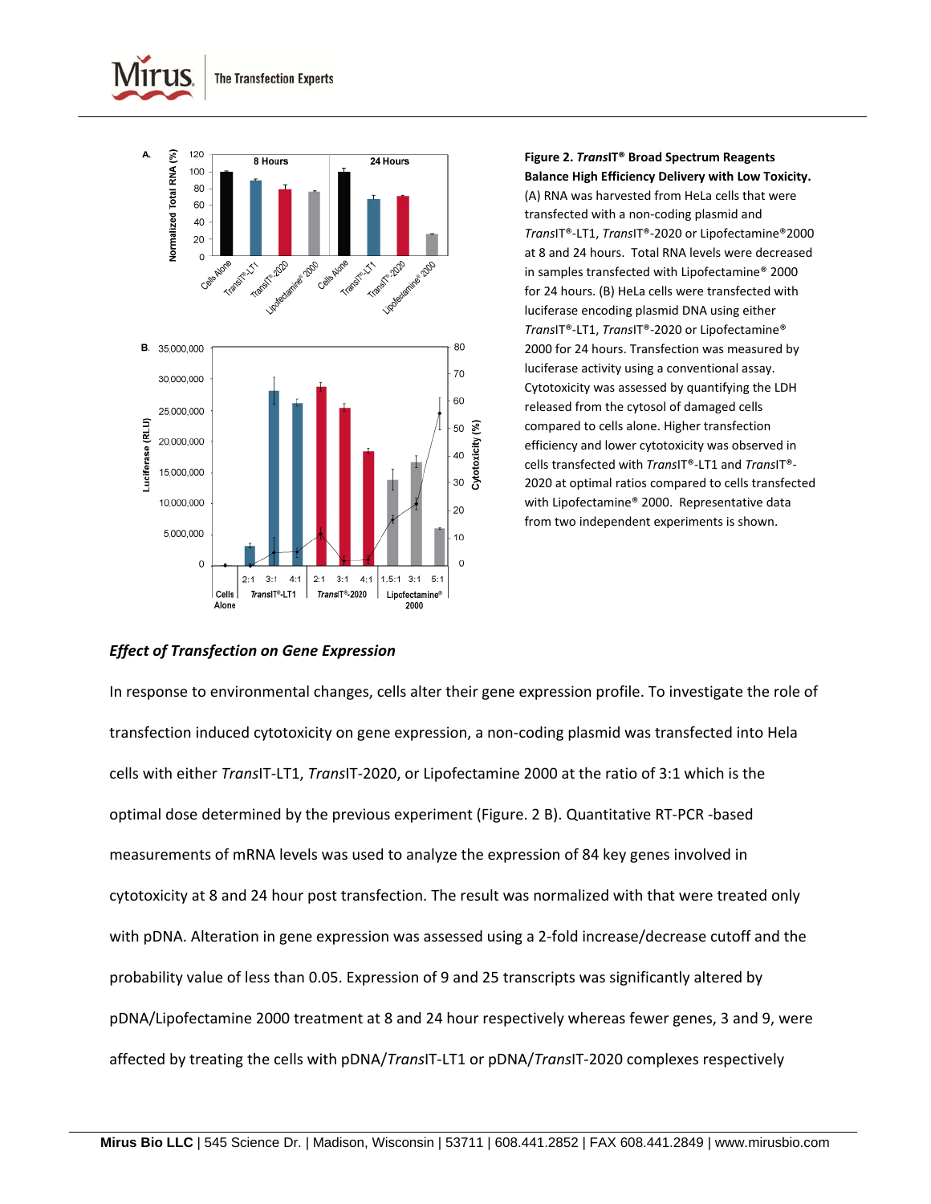**Figure 2. *Trans*IT® Broad Spectrum Reagents Balance High Efficiency Delivery with Low Toxicity.** (A) RNA was harvested from HeLa cells that were transfected with a non-coding plasmid and *Trans*IT®-LT1, *Trans*IT®-2020 or Lipofectamine®2000 at 8 and 24 hours. Total RNA levels were decreased in samples transfected with Lipofectamine® 2000 for 24 hours. (B) HeLa cells were transfected with luciferase encoding plasmid DNA using either *Trans*IT®-LT1, *Trans*IT®-2020 or Lipofectamine® 2000 for 24 hours. Transfection was measured by luciferase activity using a conventional assay. Cytotoxicity was assessed by quantifying the LDH released from the cytosol of damaged cells compared to cells alone. Higher transfection efficiency and lower cytotoxicity was observed in cells transfected with *Trans*IT®-LT1 and *Trans*IT®-2020 at optimal ratios compared to cells transfected with Lipofectamine® 2000. Representative data from two independent experiments is shown.

### *Effect of Transfection on Gene Expression*

In response to environmental changes, cells alter their gene expression profile. To investigate the role of transfection induced cytotoxicity on gene expression, a non-coding plasmid was transfected into Hela cells with either *Trans*IT-LT1, *Trans*IT-2020, or Lipofectamine 2000 at the ratio of 3:1 which is the optimal dose determined by the previous experiment (Figure. 2 B). Quantitative RT-PCR -based measurements of mRNA levels was used to analyze the expression of 84 key genes involved in cytotoxicity at 8 and 24 hour post transfection. The result was normalized with that were treated only with pDNA. Alteration in gene expression was assessed using a 2-fold increase/decrease cutoff and the probability value of less than 0.05. Expression of 9 and 25 transcripts was significantly altered by pDNA/Lipofectamine 2000 treatment at 8 and 24 hour respectively whereas fewer genes, 3 and 9, were affected by treating the cells with pDNA/*Trans*IT-LT1 or pDNA/*Trans*IT-2020 complexes respectively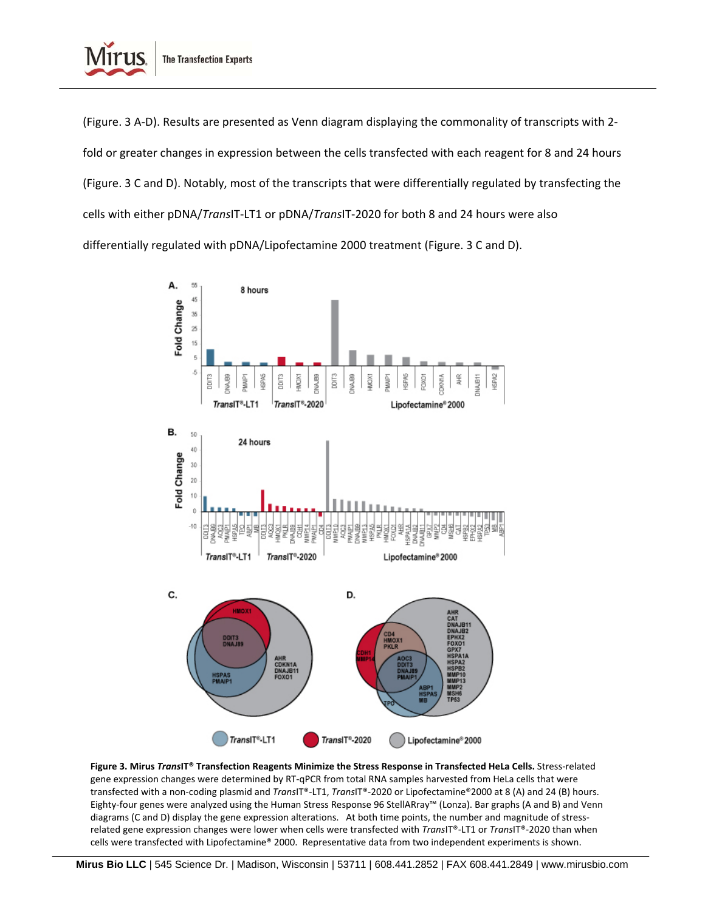(Figure. 3 A-D). Results are presented as Venn diagram displaying the commonality of transcripts with 2-fold or greater changes in expression between the cells transfected with each reagent for 8 and 24 hours (Figure. 3 C and D). Notably, most of the transcripts that were differentially regulated by transfecting the cells with either pDNA/*Trans*IT-LT1 or pDNA/*Trans*IT-2020 for both 8 and 24 hours were also differentially regulated with pDNA/Lipofectamine 2000 treatment (Figure. 3 C and D).

**Figure 3. Mirus *Trans*IT® Transfection Reagents Minimize the Stress Response in Transfected HeLa Cells.** Stress-related gene expression changes were determined by RT-qPCR from total RNA samples harvested from HeLa cells that were transfected with a non-coding plasmid and *Trans*IT®-LT1, *Trans*IT®-2020 or Lipofectamine®2000 at 8 (A) and 24 (B) hours. Eighty-four genes were analyzed using the Human Stress Response 96 StellARray™ (Lonza). Bar graphs (A and B) and Venn diagrams (C and D) display the gene expression alterations. At both time points, the number and magnitude of stress-related gene expression changes were lower when cells were transfected with *Trans*IT®-LT1 or *Trans*IT®-2020 than when cells were transfected with Lipofectamine® 2000. Representative data from two independent experiments is shown.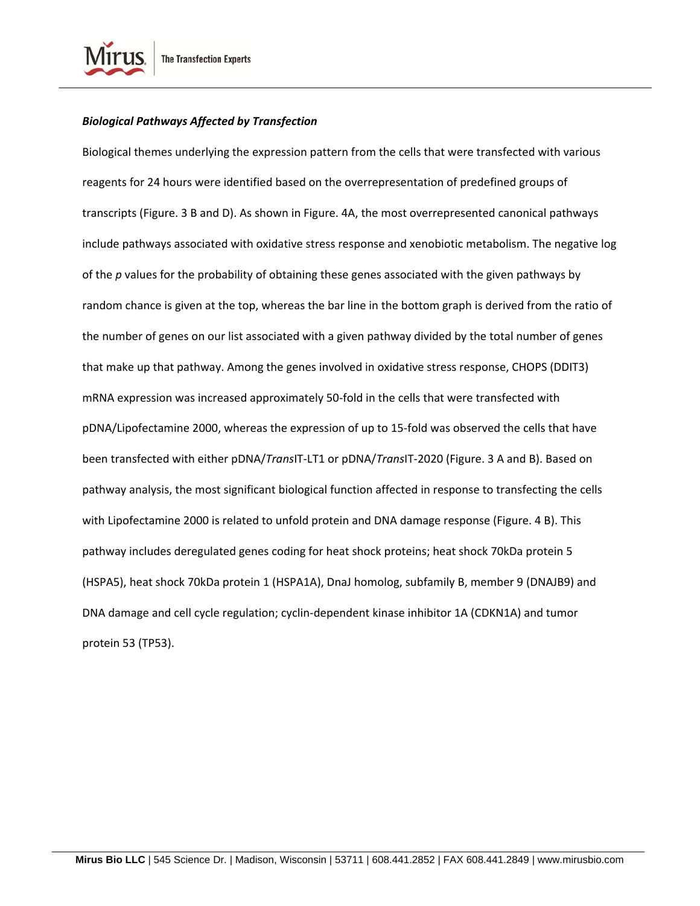***Biological Pathways Affected by Transfection***

Biological themes underlying the expression pattern from the cells that were transfected with various reagents for 24 hours were identified based on the overrepresentation of predefined groups of transcripts (Figure. 3 B and D). As shown in Figure. 4A, the most overrepresented canonical pathways include pathways associated with oxidative stress response and xenobiotic metabolism. The negative log of the *p* values for the probability of obtaining these genes associated with the given pathways by random chance is given at the top, whereas the bar line in the bottom graph is derived from the ratio of the number of genes on our list associated with a given pathway divided by the total number of genes that make up that pathway. Among the genes involved in oxidative stress response, CHOPS (DDIT3) mRNA expression was increased approximately 50-fold in the cells that were transfected with pDNA/Lipofectamine 2000, whereas the expression of up to 15-fold was observed the cells that have been transfected with either pDNA/*Trans*IT-LT1 or pDNA/*Trans*IT-2020 (Figure. 3 A and B). Based on pathway analysis, the most significant biological function affected in response to transfecting the cells with Lipofectamine 2000 is related to unfold protein and DNA damage response (Figure. 4 B). This pathway includes deregulated genes coding for heat shock proteins; heat shock 70kDa protein 5 (HSPA5), heat shock 70kDa protein 1 (HSPA1A), DnaJ homolog, subfamily B, member 9 (DNAJB9) and DNA damage and cell cycle regulation; cyclin-dependent kinase inhibitor 1A (CDKN1A) and tumor protein 53 (TP53).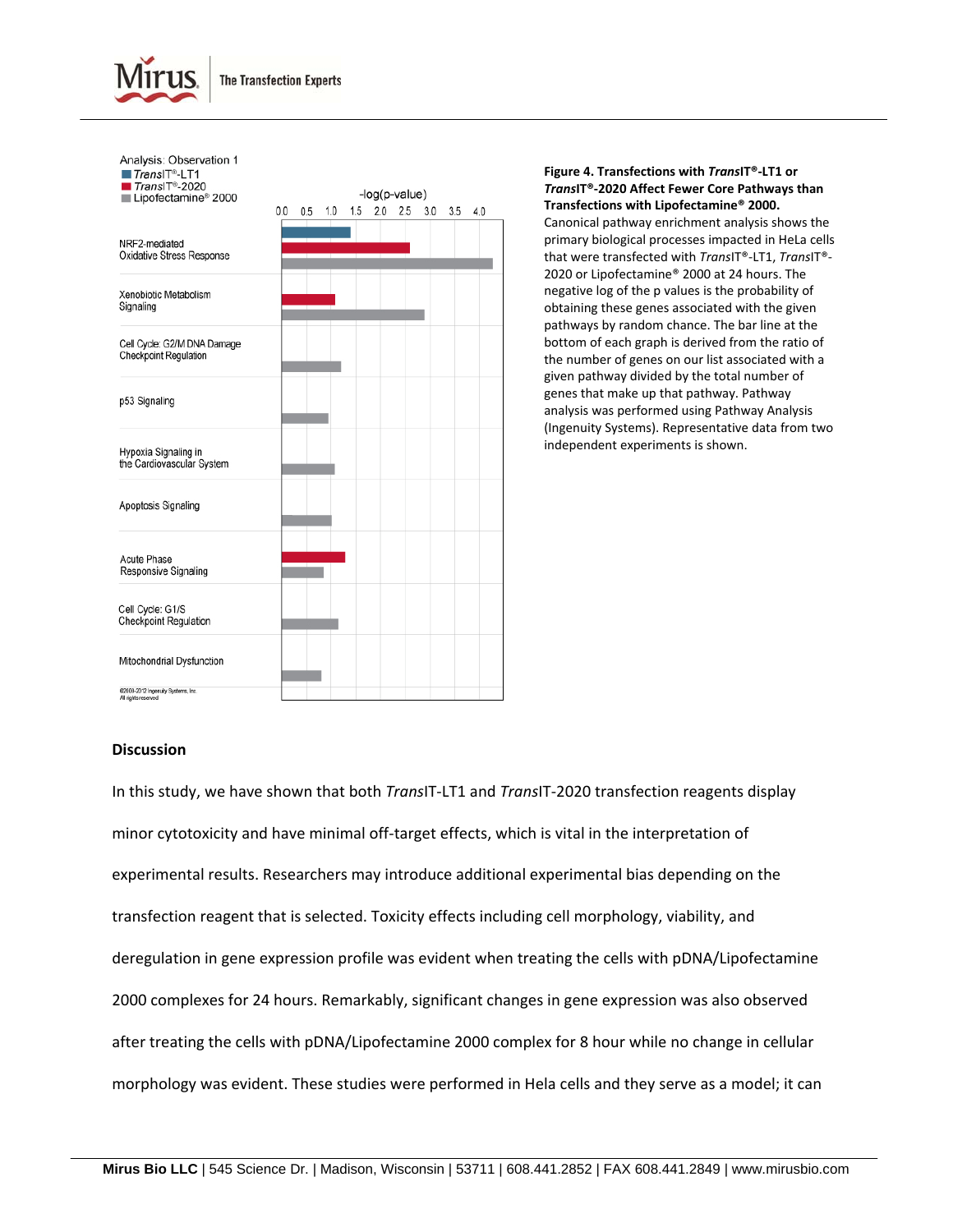Analysis: Observation 1
TransIT®-LT1
TransIT®-2020
Lipofectamine® 2000

-log(p-value)

0.0 0.5 1.0 1.5 2.0 2.5 3.0 3.5 4.0

NRF2-mediated Oxidative Stress Response

Xenobiotic Metabolism Signaling

Cell Cycle: G2/M DNA Damage Checkpoint Regulation

p53 Signaling

Hypoxia Signaling in the Cardiovascular System

Apoptosis Signaling

Acute Phase Responsive Signaling

Cell Cycle: G1/S Checkpoint Regulation

Mitochondrial Dysfunction

©2000-2012 Ingenuity Systems, Inc. All rights reserved

**Figure 4. Transfections with *Trans*IT®-LT1 or *Trans*IT®-2020 Affect Fewer Core Pathways than Transfections with Lipofectamine® 2000.** Canonical pathway enrichment analysis shows the primary biological processes impacted in HeLa cells that were transfected with *Trans*IT®-LT1, *Trans*IT®-2020 or Lipofectamine® 2000 at 24 hours. The negative log of the p values is the probability of obtaining these genes associated with the given pathways by random chance. The bar line at the bottom of each graph is derived from the ratio of the number of genes on our list associated with a given pathway divided by the total number of genes that make up that pathway. Pathway analysis was performed using Pathway Analysis (Ingenuity Systems). Representative data from two independent experiments is shown.

## Discussion

In this study, we have shown that both *Trans*IT-LT1 and *Trans*IT-2020 transfection reagents display minor cytotoxicity and have minimal off-target effects, which is vital in the interpretation of experimental results. Researchers may introduce additional experimental bias depending on the transfection reagent that is selected. Toxicity effects including cell morphology, viability, and deregulation in gene expression profile was evident when treating the cells with pDNA/Lipofectamine 2000 complexes for 24 hours. Remarkably, significant changes in gene expression was also observed after treating the cells with pDNA/Lipofectamine 2000 complex for 8 hour while no change in cellular morphology was evident. These studies were performed in Hela cells and they serve as a model; it can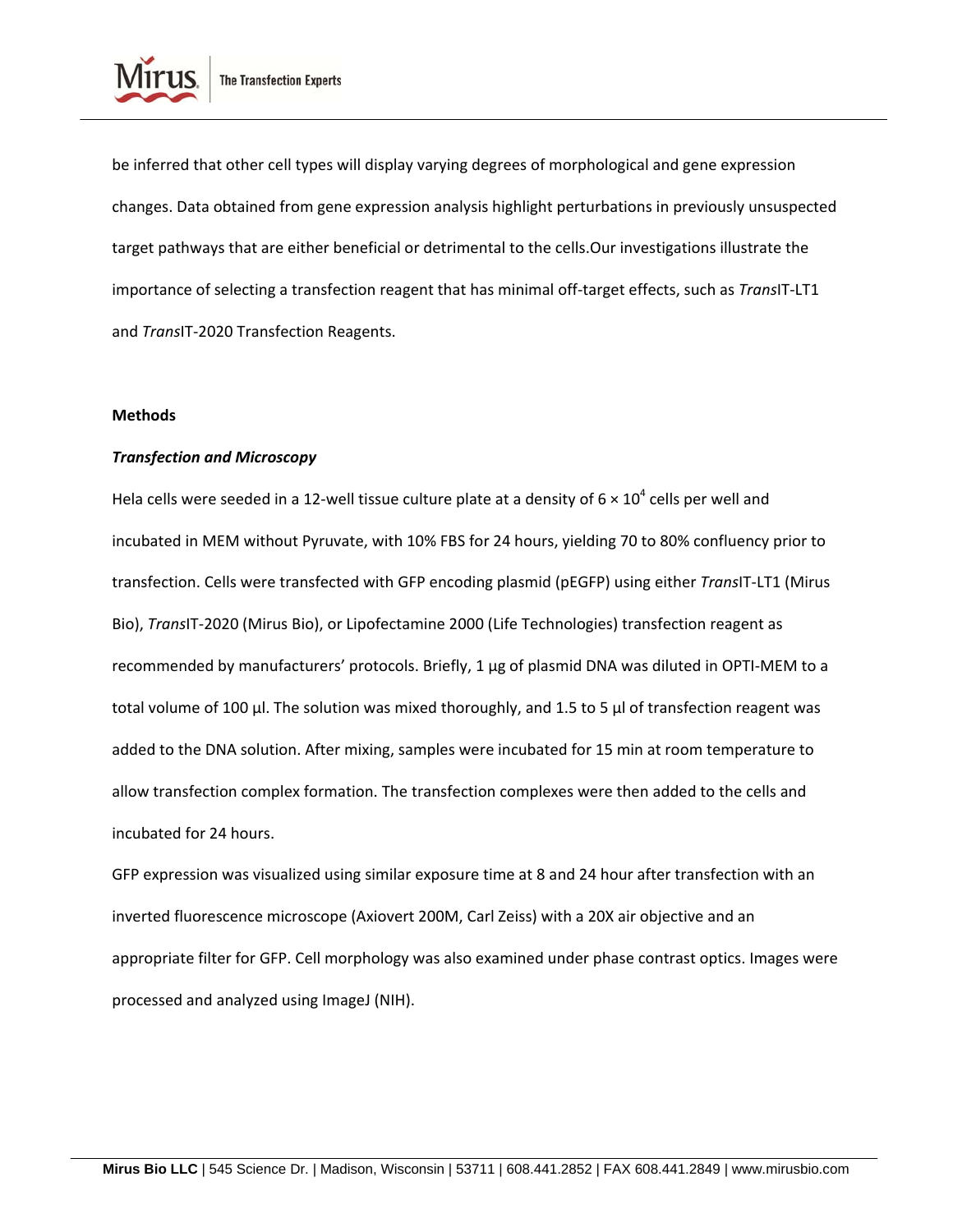be inferred that other cell types will display varying degrees of morphological and gene expression changes. Data obtained from gene expression analysis highlight perturbations in previously unsuspected target pathways that are either beneficial or detrimental to the cells.Our investigations illustrate the importance of selecting a transfection reagent that has minimal off-target effects, such as *Trans*IT-LT1 and *Trans*IT-2020 Transfection Reagents.

**Methods**

***Transfection and Microscopy***

Hela cells were seeded in a 12-well tissue culture plate at a density of $6 \times 10^4$ cells per well and incubated in MEM without Pyruvate, with 10% FBS for 24 hours, yielding 70 to 80% confluency prior to transfection. Cells were transfected with GFP encoding plasmid (pEGFP) using either *Trans*IT-LT1 (Mirus Bio), *Trans*IT-2020 (Mirus Bio), or Lipofectamine 2000 (Life Technologies) transfection reagent as recommended by manufacturers' protocols. Briefly, 1 µg of plasmid DNA was diluted in OPTI-MEM to a total volume of 100 µl. The solution was mixed thoroughly, and 1.5 to 5 µl of transfection reagent was added to the DNA solution. After mixing, samples were incubated for 15 min at room temperature to allow transfection complex formation. The transfection complexes were then added to the cells and incubated for 24 hours.

GFP expression was visualized using similar exposure time at 8 and 24 hour after transfection with an inverted fluorescence microscope (Axiovert 200M, Carl Zeiss) with a 20X air objective and an appropriate filter for GFP. Cell morphology was also examined under phase contrast optics. Images were processed and analyzed using ImageJ (NIH).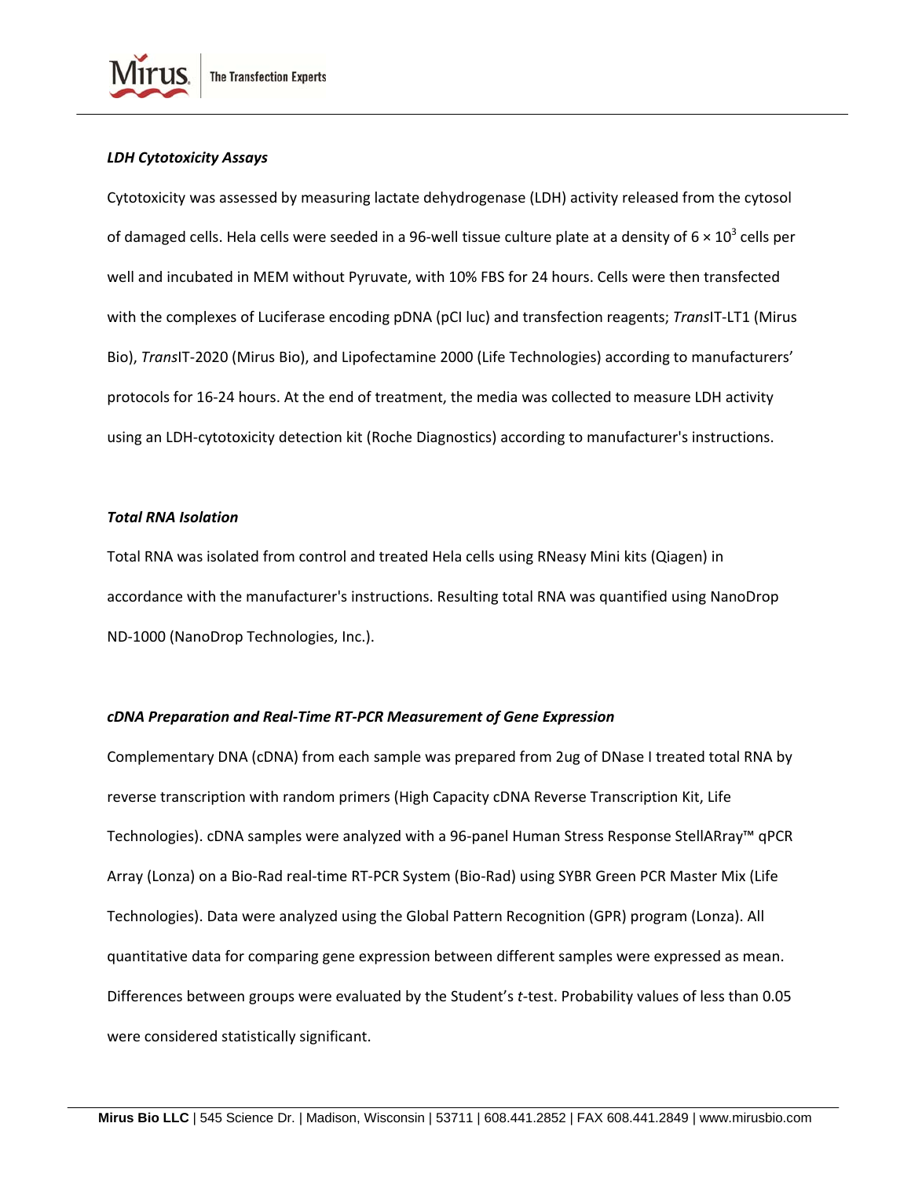### *LDH Cytotoxicity Assays*

Cytotoxicity was assessed by measuring lactate dehydrogenase (LDH) activity released from the cytosol of damaged cells. Hela cells were seeded in a 96-well tissue culture plate at a density of $6 \times 10^3$ cells per well and incubated in MEM without Pyruvate, with 10% FBS for 24 hours. Cells were then transfected with the complexes of Luciferase encoding pDNA (pCI luc) and transfection reagents; *Trans*IT-LT1 (Mirus Bio), *Trans*IT-2020 (Mirus Bio), and Lipofectamine 2000 (Life Technologies) according to manufacturers' protocols for 16-24 hours. At the end of treatment, the media was collected to measure LDH activity using an LDH-cytotoxicity detection kit (Roche Diagnostics) according to manufacturer's instructions.

### *Total RNA Isolation*

Total RNA was isolated from control and treated Hela cells using RNeasy Mini kits (Qiagen) in accordance with the manufacturer's instructions. Resulting total RNA was quantified using NanoDrop ND-1000 (NanoDrop Technologies, Inc.).

### *cDNA Preparation and Real-Time RT-PCR Measurement of Gene Expression*

Complementary DNA (cDNA) from each sample was prepared from 2ug of DNase I treated total RNA by reverse transcription with random primers (High Capacity cDNA Reverse Transcription Kit, Life Technologies). cDNA samples were analyzed with a 96-panel Human Stress Response StellARray™ qPCR Array (Lonza) on a Bio-Rad real-time RT-PCR System (Bio-Rad) using SYBR Green PCR Master Mix (Life Technologies). Data were analyzed using the Global Pattern Recognition (GPR) program (Lonza). All quantitative data for comparing gene expression between different samples were expressed as mean. Differences between groups were evaluated by the Student's *t*-test. Probability values of less than 0.05 were considered statistically significant.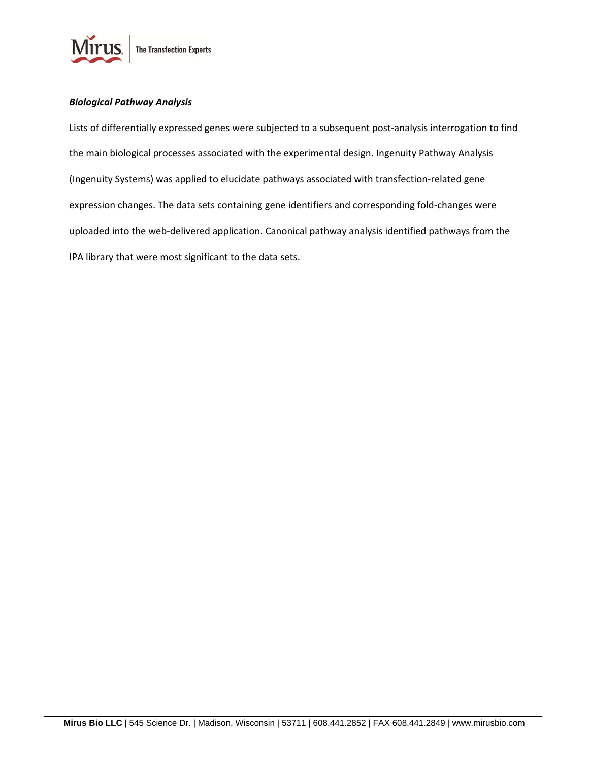***Biological Pathway Analysis***

Lists of differentially expressed genes were subjected to a subsequent post-analysis interrogation to find the main biological processes associated with the experimental design. Ingenuity Pathway Analysis (Ingenuity Systems) was applied to elucidate pathways associated with transfection-related gene expression changes. The data sets containing gene identifiers and corresponding fold-changes were uploaded into the web-delivered application. Canonical pathway analysis identified pathways from the IPA library that were most significant to the data sets.